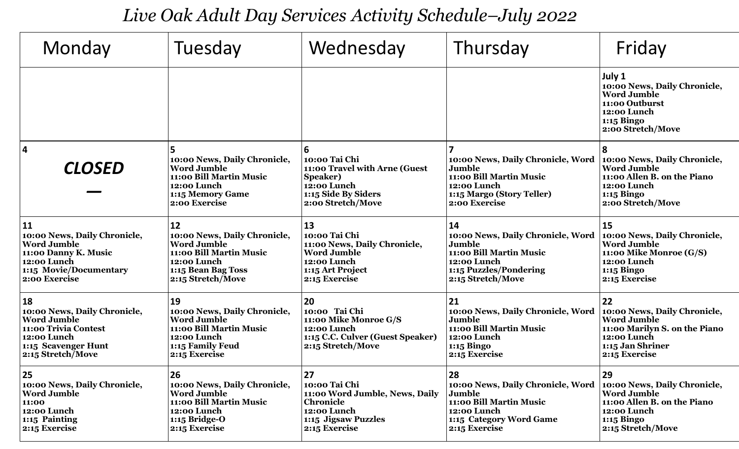# *Live Oak Adult Day Services Activity Schedule–July 2022*

| Monday | Tuesday | Wednesday | Thursday | Friday |
|---|---|---|---|---|
| | | | | **July 1**<br>**10:00 News, Daily Chronicle, Word Jumble**<br>**11:00 Outburst**<br>**12:00 Lunch**<br>**1:15 Bingo**<br>**2:00 Stretch/Move** |
| **4**<br>***CLOSED***<br>**—** | **5**<br>**10:00 News, Daily Chronicle, Word Jumble**<br>**11:00 Bill Martin Music**<br>**12:00 Lunch**<br>**1:15 Memory Game**<br>**2:00 Exercise** | **6**<br>**10:00 Tai Chi**<br>**11:00 Travel with Arne (Guest Speaker)**<br>**12:00 Lunch**<br>**1:15 Side By Siders**<br>**2:00 Stretch/Move** | **7**<br>**10:00 News, Daily Chronicle, Word Jumble**<br>**11:00 Bill Martin Music**<br>**12:00 Lunch**<br>**1:15 Margo (Story Teller)**<br>**2:00 Exercise** | **8**<br>**10:00 News, Daily Chronicle, Word Jumble**<br>**11:00 Allen B. on the Piano**<br>**12:00 Lunch**<br>**1:15 Bingo**<br>**2:00 Stretch/Move** |
| **11**<br>**10:00 News, Daily Chronicle, Word Jumble**<br>**11:00 Danny K. Music**<br>**12:00 Lunch**<br>**1:15 Movie/Documentary**<br>**2:00 Exercise** | **12**<br>**10:00 News, Daily Chronicle, Word Jumble**<br>**11:00 Bill Martin Music**<br>**12:00 Lunch**<br>**1:15 Bean Bag Toss**<br>**2:15 Stretch/Move** | **13**<br>**10:00 Tai Chi**<br>**11:00 News, Daily Chronicle, Word Jumble**<br>**12:00 Lunch**<br>**1:15 Art Project**<br>**2:15 Exercise** | **14**<br>**10:00 News, Daily Chronicle, Word Jumble**<br>**11:00 Bill Martin Music**<br>**12:00 Lunch**<br>**1:15 Puzzles/Pondering**<br>**2:15 Stretch/Move** | **15**<br>**10:00 News, Daily Chronicle, Word Jumble**<br>**11:00 Mike Monroe (G/S)**<br>**12:00 Lunch**<br>**1:15 Bingo**<br>**2:15 Exercise** |
| **18**<br>**10:00 News, Daily Chronicle, Word Jumble**<br>**11:00 Trivia Contest**<br>**12:00 Lunch**<br>**1:15 Scavenger Hunt**<br>**2:15 Stretch/Move** | **19**<br>**10:00 News, Daily Chronicle, Word Jumble**<br>**11:00 Bill Martin Music**<br>**12:00 Lunch**<br>**1:15 Family Feud**<br>**2:15 Exercise** | **20**<br>**10:00 Tai Chi**<br>**11:00 Mike Monroe G/S**<br>**12:00 Lunch**<br>**1:15 C.C. Culver (Guest Speaker)**<br>**2:15 Stretch/Move** | **21**<br>**10:00 News, Daily Chronicle, Word Jumble**<br>**11:00 Bill Martin Music**<br>**12:00 Lunch**<br>**1:15 Bingo**<br>**2:15 Exercise** | **22**<br>**10:00 News, Daily Chronicle, Word Jumble**<br>**11:00 Marilyn S. on the Piano**<br>**12:00 Lunch**<br>**1:15 Jan Shriner**<br>**2:15 Exercise** |
| **25**<br>**10:00 News, Daily Chronicle, Word Jumble**<br>**11:00**<br>**12:00 Lunch**<br>**1:15 Painting**<br>**2:15 Exercise** | **26**<br>**10:00 News, Daily Chronicle, Word Jumble**<br>**11:00 Bill Martin Music**<br>**12:00 Lunch**<br>**1:15 Bridge-O**<br>**2:15 Exercise** | **27**<br>**10:00 Tai Chi**<br>**11:00 Word Jumble, News, Daily Chronicle**<br>**12:00 Lunch**<br>**1:15 Jigsaw Puzzles**<br>**2:15 Exercise** | **28**<br>**10:00 News, Daily Chronicle, Word Jumble**<br>**11:00 Bill Martin Music**<br>**12:00 Lunch**<br>**1:15 Category Word Game**<br>**2:15 Exercise** | **29**<br>**10:00 News, Daily Chronicle, Word Jumble**<br>**11:00 Allen B. on the Piano**<br>**12:00 Lunch**<br>**1:15 Bingo**<br>**2:15 Stretch/Move** |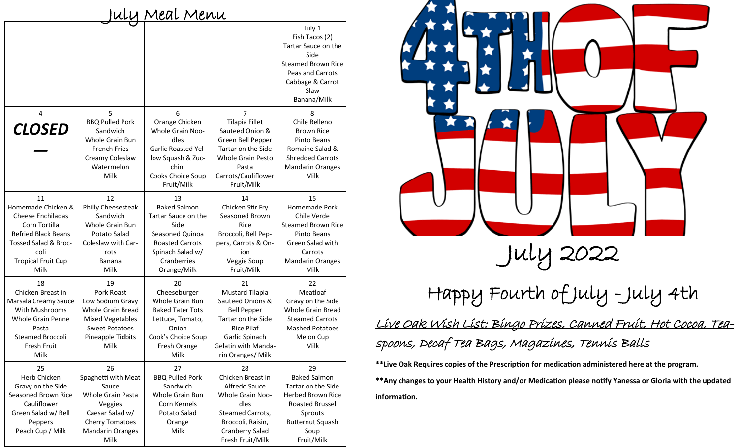# July Meal Menu

| | | | | |
|---|---|---|---|---|
| | | | | July 1<br>Fish Tacos (2)<br>Tartar Sauce on the Side<br>Steamed Brown Rice<br>Peas and Carrots<br>Cabbage & Carrot Slaw<br>Banana/Milk |
| 4<br>**_CLOSED_**<br>— | 5<br>BBQ Pulled Pork Sandwich<br>Whole Grain Bun<br>French Fries<br>Creamy Coleslaw<br>Watermelon<br>Milk | 6<br>Orange Chicken<br>Whole Grain Noodles<br>Garlic Roasted Yellow Squash & Zucchini<br>Cooks Choice Soup<br>Fruit/Milk | 7<br>Tilapia Fillet<br>Sauteed Onion & Green Bell Pepper<br>Tartar on the Side<br>Whole Grain Pesto Pasta<br>Carrots/Cauliflower<br>Fruit/Milk | 8<br>Chile Relleno<br>Brown Rice<br>Pinto Beans<br>Romaine Salad & Shredded Carrots<br>Mandarin Oranges<br>Milk |
| 11<br>Homemade Chicken & Cheese Enchiladas<br>Corn Tortilla<br>Refried Black Beans<br>Tossed Salad & Broccoli<br>Tropical Fruit Cup<br>Milk | 12<br>Philly Cheesesteak Sandwich<br>Whole Grain Bun<br>Potato Salad<br>Coleslaw with Carrots<br>Banana<br>Milk | 13<br>Baked Salmon<br>Tartar Sauce on the Side<br>Seasoned Quinoa<br>Roasted Carrots<br>Spinach Salad w/ Cranberries<br>Orange/Milk | 14<br>Chicken Stir Fry<br>Seasoned Brown Rice<br>Broccoli, Bell Peppers, Carrots & Onion<br>Veggie Soup<br>Fruit/Milk | 15<br>Homemade Pork Chile Verde<br>Steamed Brown Rice<br>Pinto Beans<br>Green Salad with Carrots<br>Mandarin Oranges<br>Milk |
| 18<br>Chicken Breast in Marsala Creamy Sauce With Mushrooms<br>Whole Grain Penne Pasta<br>Steamed Broccoli<br>Fresh Fruit<br>Milk | 19<br>Pork Roast<br>Low Sodium Gravy<br>Whole Grain Bread<br>Mixed Vegetables<br>Sweet Potatoes<br>Pineapple Tidbits<br>Milk | 20<br>Cheeseburger<br>Whole Grain Bun<br>Baked Tater Tots<br>Lettuce, Tomato, Onion<br>Cook's Choice Soup<br>Fresh Orange<br>Milk | 21<br>Mustard Tilapia<br>Sauteed Onions & Bell Pepper<br>Tartar on the Side<br>Rice Pilaf<br>Garlic Spinach<br>Gelatin with Mandarin Oranges/ Milk | 22<br>Meatloaf<br>Gravy on the Side<br>Whole Grain Bread<br>Steamed Carrots<br>Mashed Potatoes<br>Melon Cup<br>Milk |
| 25<br>Herb Chicken<br>Gravy on the Side<br>Seasoned Brown Rice<br>Cauliflower<br>Green Salad w/ Bell Peppers<br>Peach Cup / Milk | 26<br>Spaghetti with Meat Sauce<br>Whole Grain Pasta<br>Veggies<br>Caesar Salad w/ Cherry Tomatoes<br>Mandarin Oranges<br>Milk | 27<br>BBQ Pulled Pork Sandwich<br>Whole Grain Bun<br>Corn Kernels<br>Potato Salad<br>Orange<br>Milk | 28<br>Chicken Breast in Alfredo Sauce<br>Whole Grain Noodles<br>Steamed Carrots, Broccoli, Raisin, Cranberry Salad<br>Fresh Fruit/Milk | 29<br>Baked Salmon<br>Tartar on the Side<br>Herbed Brown Rice<br>Roasted Brussel Sprouts<br>Butternut Squash Soup<br>Fruit/Milk |

4TH OF JULY

July 2022

Happy Fourth of July - July 4th

<u>Live Oak Wish List: Bingo Prizes, Canned Fruit, Hot Cocoa, Teaspoons, Decaf Tea Bags, Magazines, Tennis Balls</u>

**\*\*Live Oak Requires copies of the Prescription for medication administered here at the program.**

**\*\*Any changes to your Health History and/or Medication please notify Yanessa or Gloria with the updated information.**